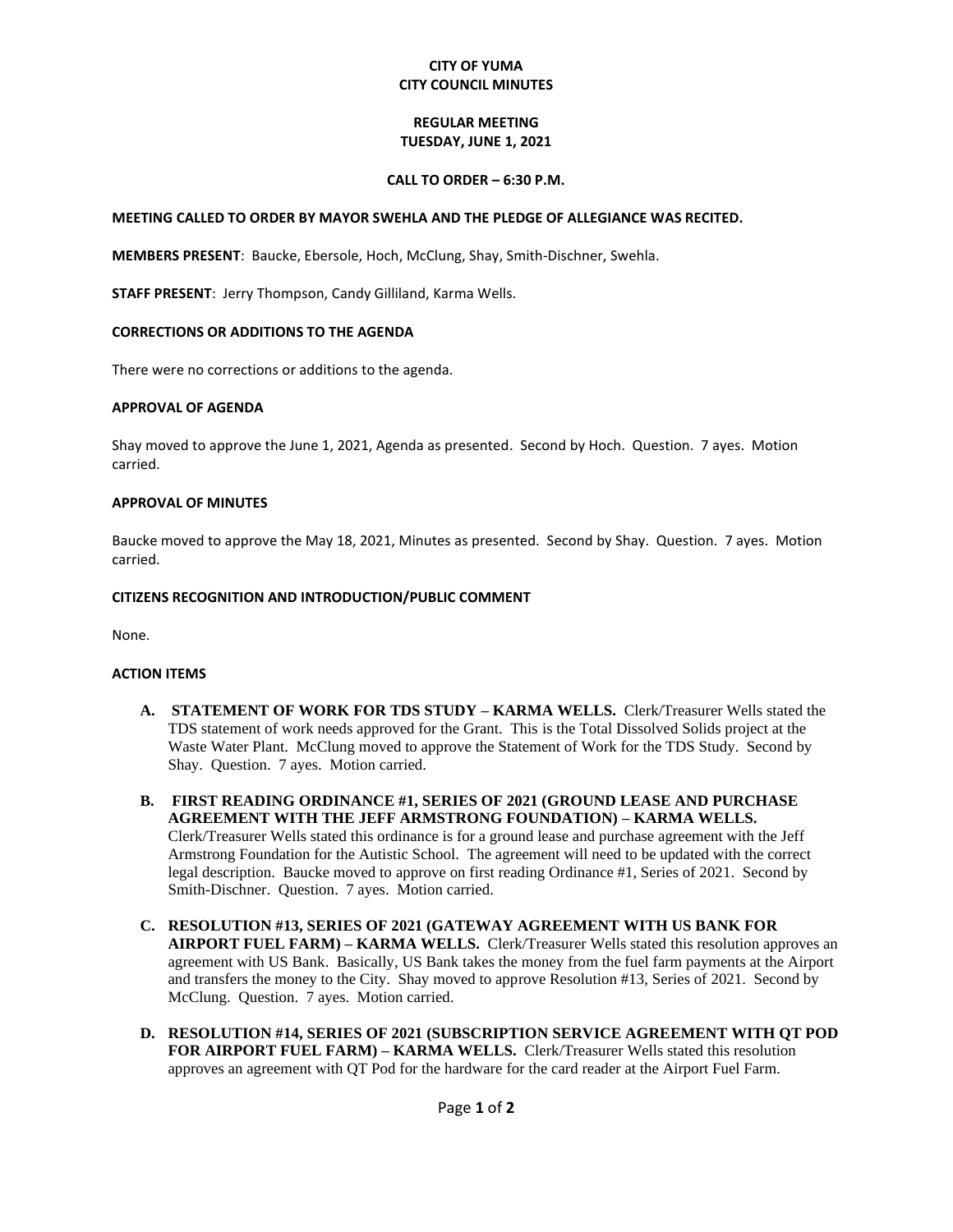# CITY OF YUMA
# CITY COUNCIL MINUTES

## REGULAR MEETING
## TUESDAY, JUNE 1, 2021

### CALL TO ORDER – 6:30 P.M.

**MEETING CALLED TO ORDER BY MAYOR SWEHLA AND THE PLEDGE OF ALLEGIANCE WAS RECITED.**

**MEMBERS PRESENT**: Baucke, Ebersole, Hoch, McClung, Shay, Smith-Dischner, Swehla.

**STAFF PRESENT**: Jerry Thompson, Candy Gilliland, Karma Wells.

**CORRECTIONS OR ADDITIONS TO THE AGENDA**

There were no corrections or additions to the agenda.

**APPROVAL OF AGENDA**

Shay moved to approve the June 1, 2021, Agenda as presented. Second by Hoch. Question. 7 ayes. Motion carried.

**APPROVAL OF MINUTES**

Baucke moved to approve the May 18, 2021, Minutes as presented. Second by Shay. Question. 7 ayes. Motion carried.

**CITIZENS RECOGNITION AND INTRODUCTION/PUBLIC COMMENT**

None.

**ACTION ITEMS**

- **A. STATEMENT OF WORK FOR TDS STUDY – KARMA WELLS.** Clerk/Treasurer Wells stated the TDS statement of work needs approved for the Grant. This is the Total Dissolved Solids project at the Waste Water Plant. McClung moved to approve the Statement of Work for the TDS Study. Second by Shay. Question. 7 ayes. Motion carried.

- **B. FIRST READING ORDINANCE #1, SERIES OF 2021 (GROUND LEASE AND PURCHASE AGREEMENT WITH THE JEFF ARMSTRONG FOUNDATION) – KARMA WELLS.** Clerk/Treasurer Wells stated this ordinance is for a ground lease and purchase agreement with the Jeff Armstrong Foundation for the Autistic School. The agreement will need to be updated with the correct legal description. Baucke moved to approve on first reading Ordinance #1, Series of 2021. Second by Smith-Dischner. Question. 7 ayes. Motion carried.

- **C. RESOLUTION #13, SERIES OF 2021 (GATEWAY AGREEMENT WITH US BANK FOR AIRPORT FUEL FARM) – KARMA WELLS.** Clerk/Treasurer Wells stated this resolution approves an agreement with US Bank. Basically, US Bank takes the money from the fuel farm payments at the Airport and transfers the money to the City. Shay moved to approve Resolution #13, Series of 2021. Second by McClung. Question. 7 ayes. Motion carried.

- **D. RESOLUTION #14, SERIES OF 2021 (SUBSCRIPTION SERVICE AGREEMENT WITH QT POD FOR AIRPORT FUEL FARM) – KARMA WELLS.** Clerk/Treasurer Wells stated this resolution approves an agreement with QT Pod for the hardware for the card reader at the Airport Fuel Farm.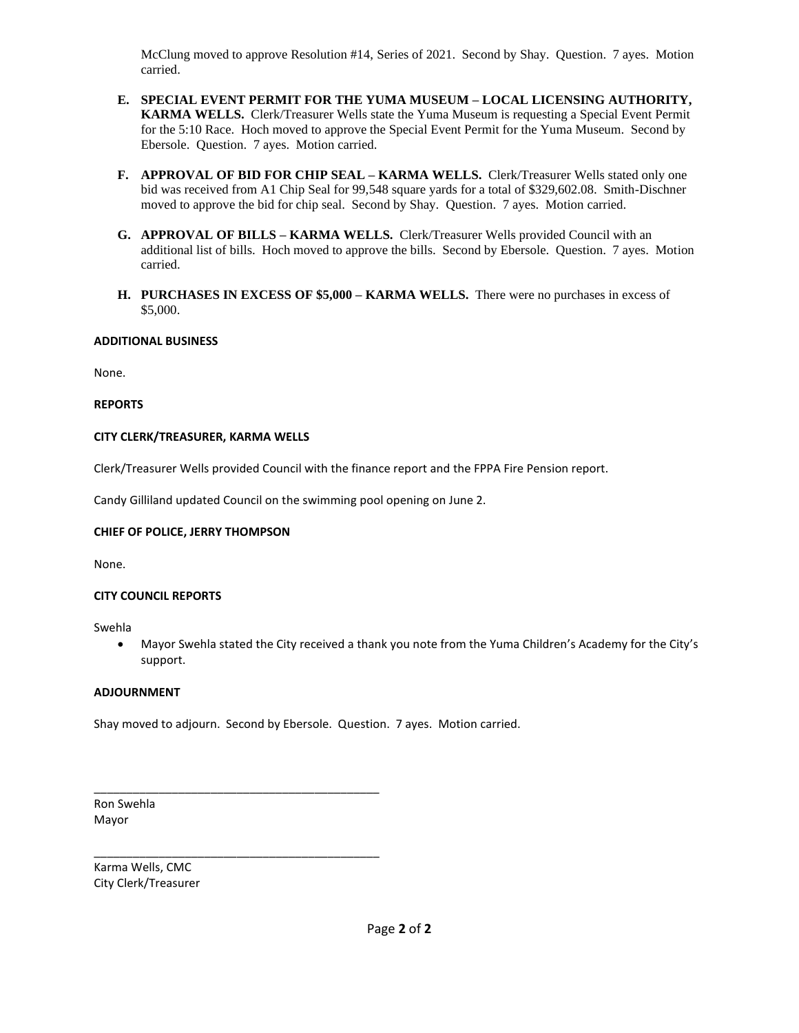McClung moved to approve Resolution #14, Series of 2021. Second by Shay. Question. 7 ayes. Motion carried.

**E. SPECIAL EVENT PERMIT FOR THE YUMA MUSEUM – LOCAL LICENSING AUTHORITY, KARMA WELLS.** Clerk/Treasurer Wells state the Yuma Museum is requesting a Special Event Permit for the 5:10 Race. Hoch moved to approve the Special Event Permit for the Yuma Museum. Second by Ebersole. Question. 7 ayes. Motion carried.

**F. APPROVAL OF BID FOR CHIP SEAL – KARMA WELLS.** Clerk/Treasurer Wells stated only one bid was received from A1 Chip Seal for 99,548 square yards for a total of $329,602.08. Smith-Dischner moved to approve the bid for chip seal. Second by Shay. Question. 7 ayes. Motion carried.

**G. APPROVAL OF BILLS – KARMA WELLS.** Clerk/Treasurer Wells provided Council with an additional list of bills. Hoch moved to approve the bills. Second by Ebersole. Question. 7 ayes. Motion carried.

**H. PURCHASES IN EXCESS OF $5,000 – KARMA WELLS.** There were no purchases in excess of $5,000.

**ADDITIONAL BUSINESS**

None.

**REPORTS**

**CITY CLERK/TREASURER, KARMA WELLS**

Clerk/Treasurer Wells provided Council with the finance report and the FPPA Fire Pension report.

Candy Gilliland updated Council on the swimming pool opening on June 2.

**CHIEF OF POLICE, JERRY THOMPSON**

None.

**CITY COUNCIL REPORTS**

Swehla

- Mayor Swehla stated the City received a thank you note from the Yuma Children's Academy for the City's support.

**ADJOURNMENT**

Shay moved to adjourn. Second by Ebersole. Question. 7 ayes. Motion carried.

\_\_\_\_\_\_\_\_\_\_\_\_\_\_\_\_\_\_\_\_\_\_\_\_\_\_\_\_\_\_\_\_\_\_\_\_\_\_\_\_\_\_\_\_

Ron Swehla
Mayor

\_\_\_\_\_\_\_\_\_\_\_\_\_\_\_\_\_\_\_\_\_\_\_\_\_\_\_\_\_\_\_\_\_\_\_\_\_\_\_\_\_\_\_\_

Karma Wells, CMC
City Clerk/Treasurer